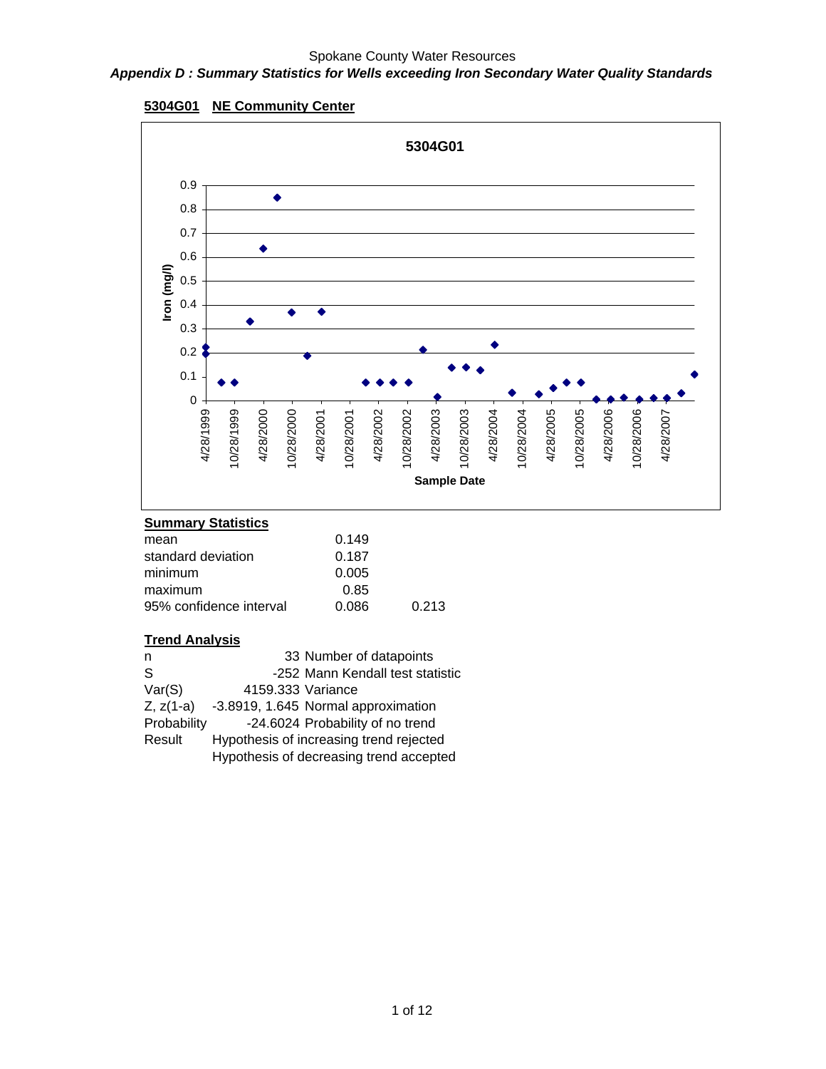Spokane County Water Resources

***Appendix D : Summary Statistics for Wells exceeding Iron Secondary Water Quality Standards***

**5304G01 NE Community Center**

**Summary Statistics**

| | | |
|---|---|---|
| mean | 0.149 | |
| standard deviation | 0.187 | |
| minimum | 0.005 | |
| maximum | 0.85 | |
| 95% confidence interval | 0.086 | 0.213 |

**Trend Analysis**

| | | |
|---|---|---|
| n | 33 | Number of datapoints |
| S | -252 | Mann Kendall test statistic |
| Var(S) | 4159.333 | Variance |
| Z, z(1-a) | -3.8919, 1.645 | Normal approximation |
| Probability | -24.6024 | Probability of no trend |
| Result | Hypothesis of increasing trend rejected | |
| | Hypothesis of decreasing trend accepted | |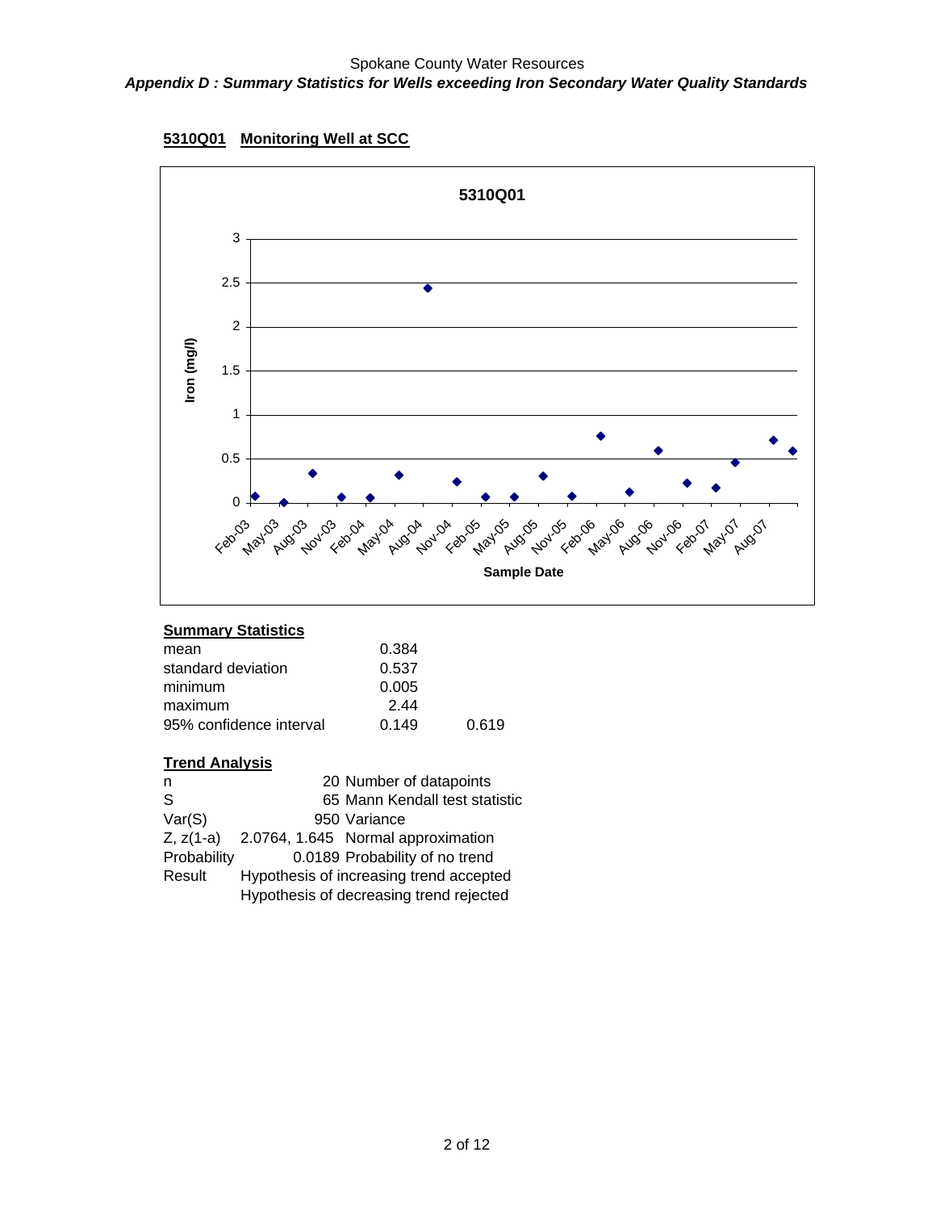Spokane County Water Resources

***Appendix D : Summary Statistics for Wells exceeding Iron Secondary Water Quality Standards***

**5310Q01 Monitoring Well at SCC**

**Summary Statistics**

| | | |
|---|---|---|
| mean | 0.384 | |
| standard deviation | 0.537 | |
| minimum | 0.005 | |
| maximum | 2.44 | |
| 95% confidence interval | 0.149 | 0.619 |

**Trend Analysis**

| | | |
|---|---|---|
| n | 20 | Number of datapoints |
| S | 65 | Mann Kendall test statistic |
| Var(S) | 950 | Variance |
| Z, z(1-a) | 2.0764, 1.645 | Normal approximation |
| Probability | 0.0189 | Probability of no trend |
| Result | Hypothesis of increasing trend accepted | |
| | Hypothesis of decreasing trend rejected | |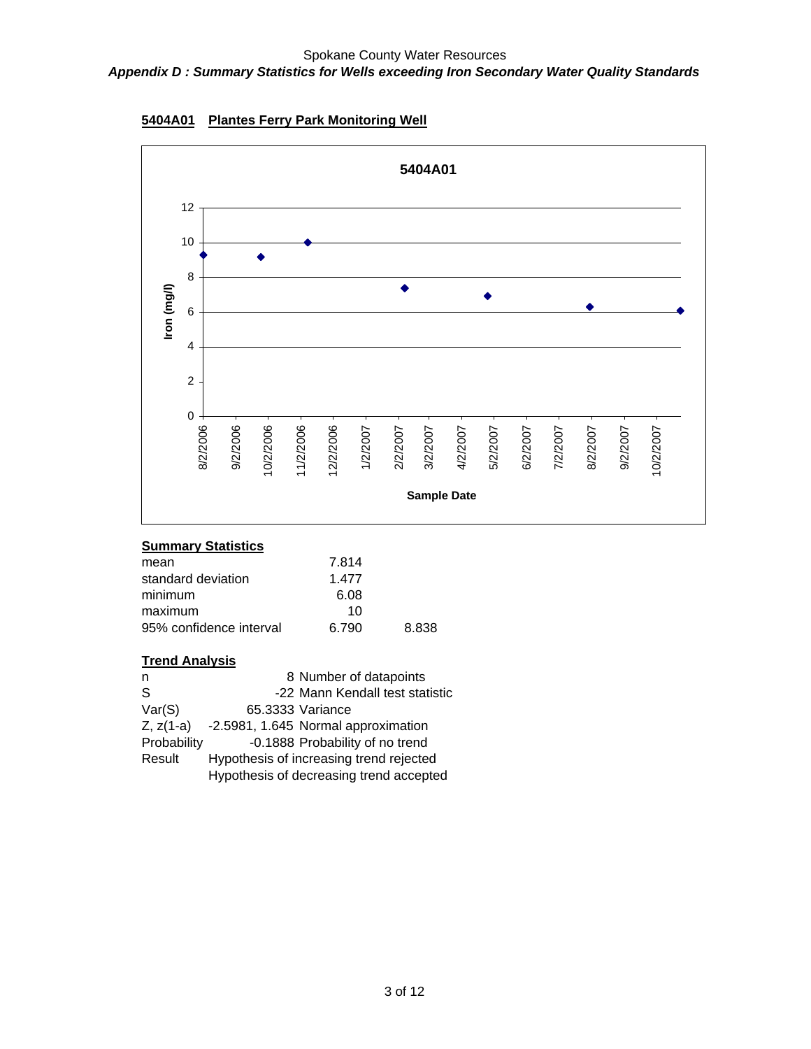## 5404A01 Plantes Ferry Park Monitoring Well

### Summary Statistics

| | | |
|---|---|---|
| mean | 7.814 | |
| standard deviation | 1.477 | |
| minimum | 6.08 | |
| maximum | 10 | |
| 95% confidence interval | 6.790 | 8.838 |

### Trend Analysis

| | | |
|---|---|---|
| n | 8 | Number of datapoints |
| S | -22 | Mann Kendall test statistic |
| Var(S) | 65.3333 | Variance |
| Z, z(1-a) | -2.5981, 1.645 | Normal approximation |
| Probability | -0.1888 | Probability of no trend |
| Result | Hypothesis of increasing trend rejected | |
| | Hypothesis of decreasing trend accepted | |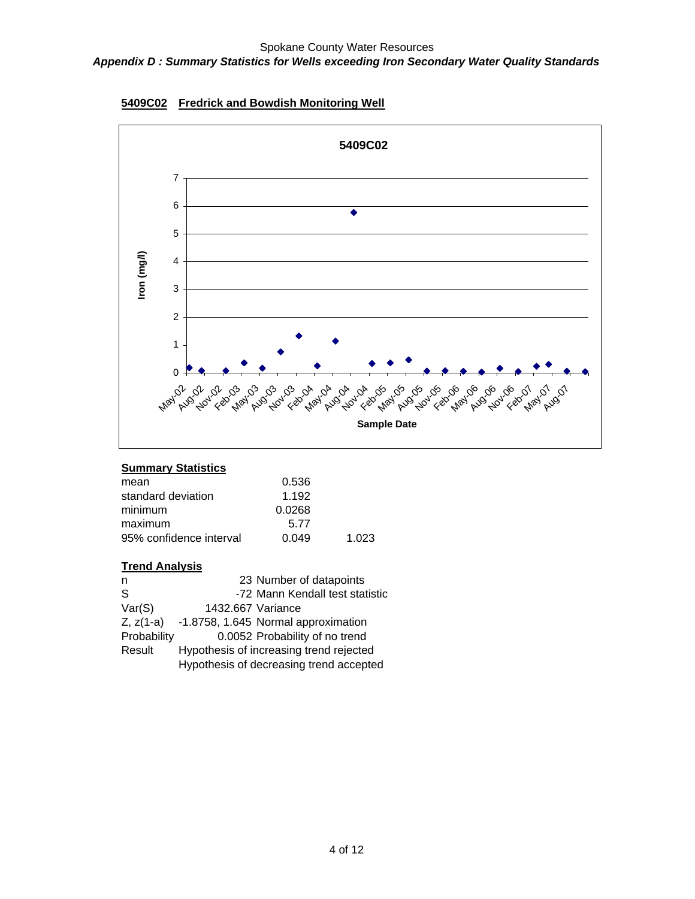Spokane County Water Resources

***Appendix D : Summary Statistics for Wells exceeding Iron Secondary Water Quality Standards***

## 5409C02 Fredrick and Bowdish Monitoring Well

### Summary Statistics

| | | |
|---|---|---|
| mean | 0.536 | |
| standard deviation | 1.192 | |
| minimum | 0.0268 | |
| maximum | 5.77 | |
| 95% confidence interval | 0.049 | 1.023 |

### Trend Analysis

| | | |
|---|---|---|
| n | 23 | Number of datapoints |
| S | -72 | Mann Kendall test statistic |
| Var(S) | 1432.667 | Variance |
| Z, z(1-a) | -1.8758, 1.645 | Normal approximation |
| Probability | 0.0052 | Probability of no trend |
| Result | Hypothesis of increasing trend rejected | |
| | Hypothesis of decreasing trend accepted | |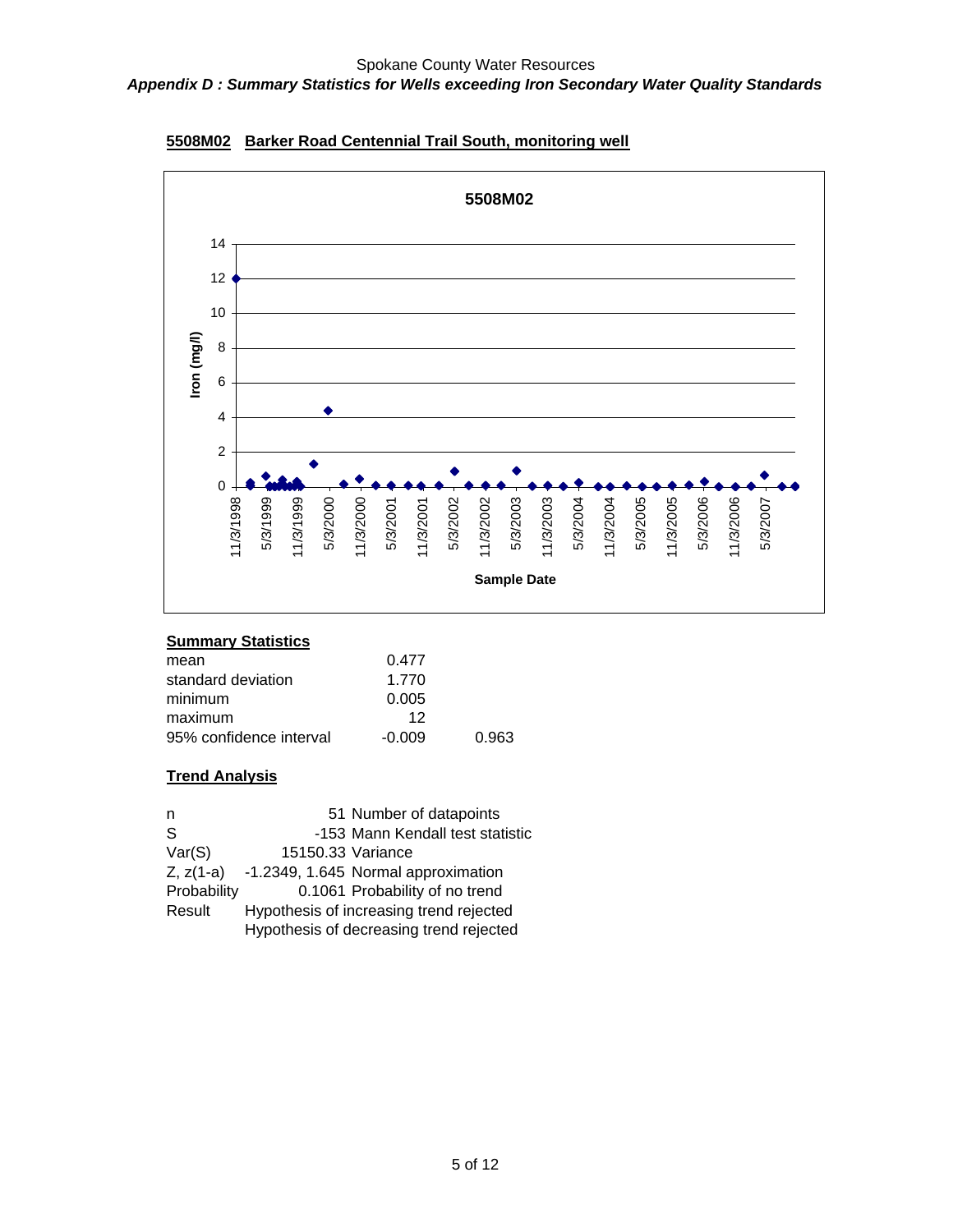**5508M02 Barker Road Centennial Trail South, monitoring well**

**Summary Statistics**

| | | |
|---|---|---|
| mean | 0.477 | |
| standard deviation | 1.770 | |
| minimum | 0.005 | |
| maximum | 12 | |
| 95% confidence interval | -0.009 | 0.963 |

**Trend Analysis**

| | | |
|---|---|---|
| n | 51 | Number of datapoints |
| S | -153 | Mann Kendall test statistic |
| Var(S) | 15150.33 | Variance |
| Z, z(1-a) | -1.2349, 1.645 | Normal approximation |
| Probability | 0.1061 | Probability of no trend |
| Result | Hypothesis of increasing trend rejected | |
| | Hypothesis of decreasing trend rejected | |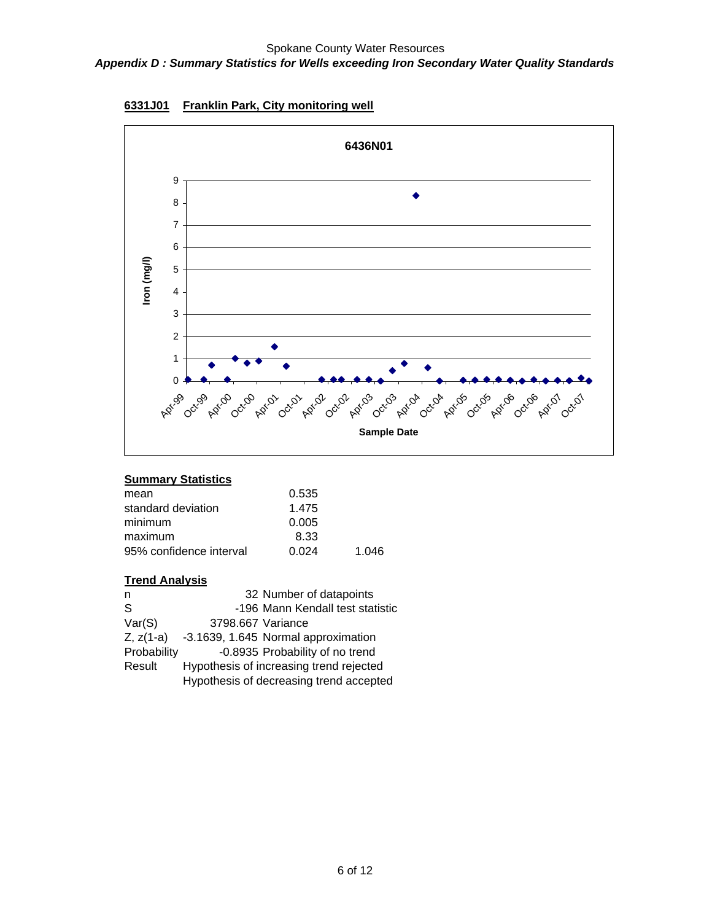Spokane County Water Resources

***Appendix D : Summary Statistics for Wells exceeding Iron Secondary Water Quality Standards***

**6331J01 Franklin Park, City monitoring well**

**Summary Statistics**

| | | |
|---|---|---|
| mean | 0.535 | |
| standard deviation | 1.475 | |
| minimum | 0.005 | |
| maximum | 8.33 | |
| 95% confidence interval | 0.024 | 1.046 |

**Trend Analysis**

| | | |
|---|---|---|
| n | 32 | Number of datapoints |
| S | -196 | Mann Kendall test statistic |
| Var(S) | 3798.667 | Variance |
| Z, z(1-a) | -3.1639, 1.645 | Normal approximation |
| Probability | -0.8935 | Probability of no trend |
| Result | Hypothesis of increasing trend rejected | |
| | Hypothesis of decreasing trend accepted | |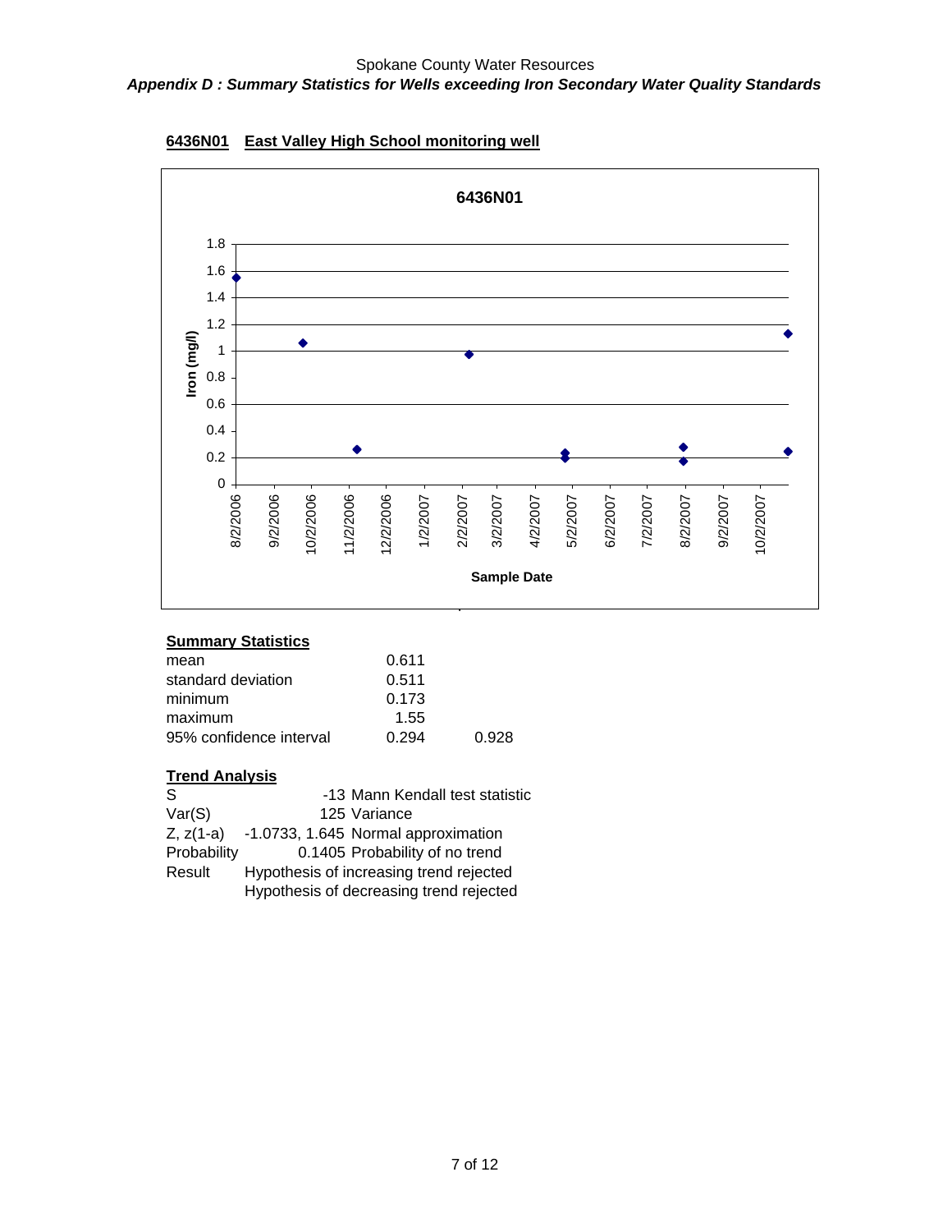Spokane County Water Resources

***Appendix D : Summary Statistics for Wells exceeding Iron Secondary Water Quality Standards***

**6436N01 East Valley High School monitoring well**

**Summary Statistics**

| | | |
|---|---|---|
| mean | 0.611 | |
| standard deviation | 0.511 | |
| minimum | 0.173 | |
| maximum | 1.55 | |
| 95% confidence interval | 0.294 | 0.928 |

**Trend Analysis**

| | | |
|---|---|---|
| S | -13 | Mann Kendall test statistic |
| Var(S) | 125 | Variance |
| Z, z(1-a) | -1.0733, 1.645 | Normal approximation |
| Probability | 0.1405 | Probability of no trend |
| Result | Hypothesis of increasing trend rejected | |
| | Hypothesis of decreasing trend rejected | |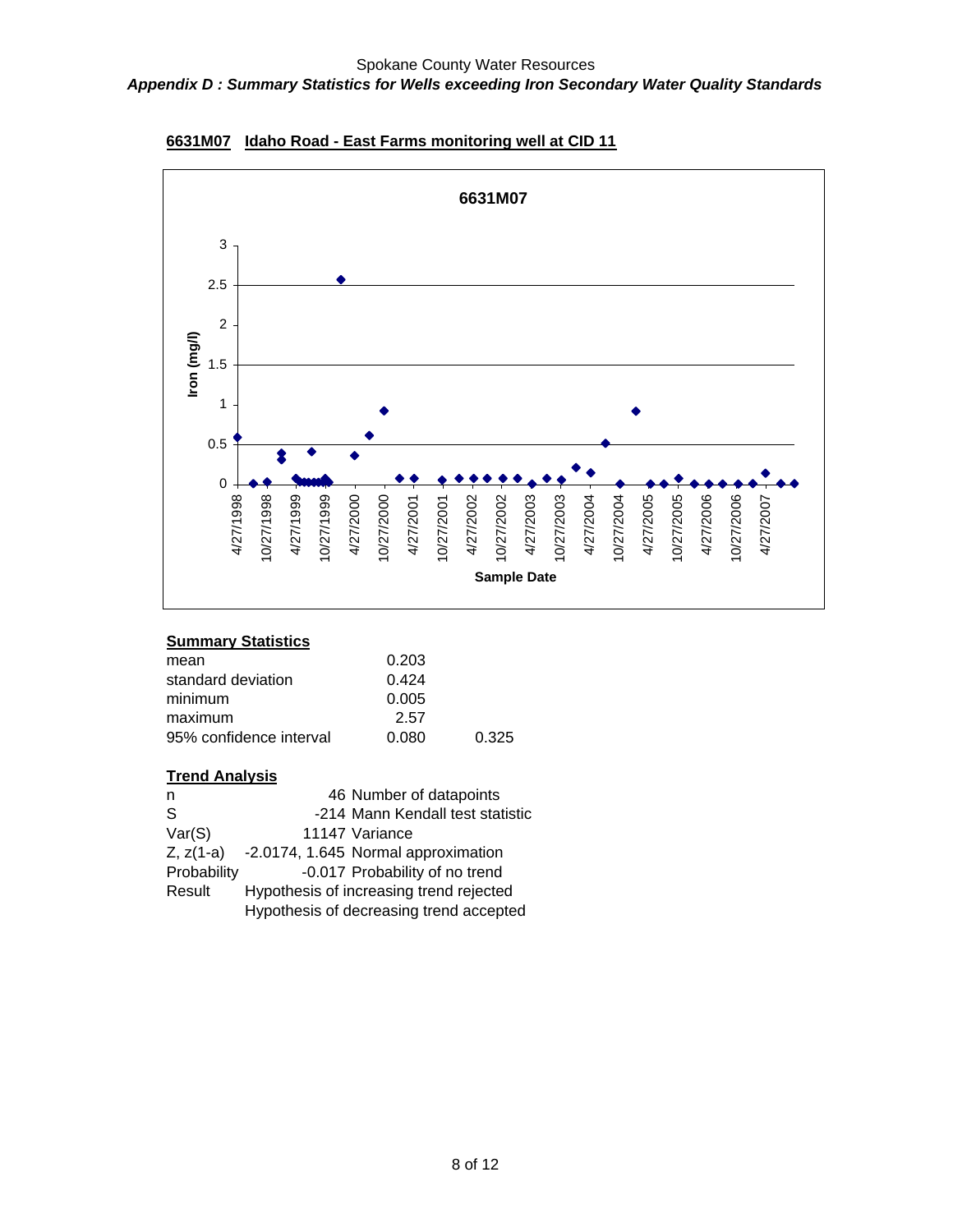Spokane County Water Resources

***Appendix D : Summary Statistics for Wells exceeding Iron Secondary Water Quality Standards***

**6631M07 Idaho Road - East Farms monitoring well at CID 11**

**Summary Statistics**

| | | |
|---|---|---|
| mean | 0.203 | |
| standard deviation | 0.424 | |
| minimum | 0.005 | |
| maximum | 2.57 | |
| 95% confidence interval | 0.080 | 0.325 |

**Trend Analysis**

| | | |
|---|---|---|
| n | 46 | Number of datapoints |
| S | -214 | Mann Kendall test statistic |
| Var(S) | 11147 | Variance |
| Z, z(1-a) | -2.0174, 1.645 | Normal approximation |
| Probability | -0.017 | Probability of no trend |
| Result | Hypothesis of increasing trend rejected | |
| | Hypothesis of decreasing trend accepted | |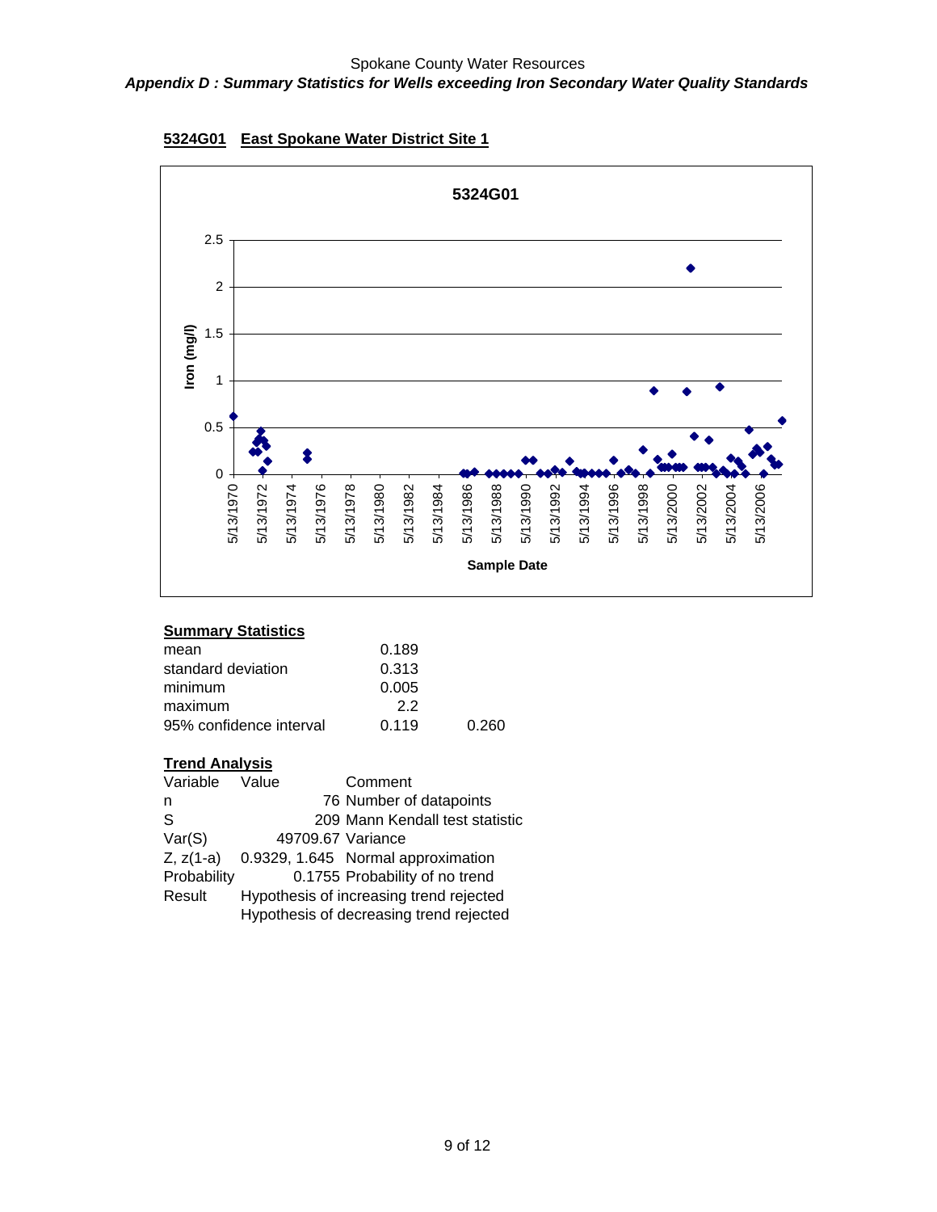**5324G01 East Spokane Water District Site 1**

**Summary Statistics**

| | | |
|---|---|---|
| mean | 0.189 | |
| standard deviation | 0.313 | |
| minimum | 0.005 | |
| maximum | 2.2 | |
| 95% confidence interval | 0.119 | 0.260 |

**Trend Analysis**

| Variable | Value | Comment |
|---|---|---|
| n | 76 | Number of datapoints |
| S | 209 | Mann Kendall test statistic |
| Var(S) | 49709.67 | Variance |
| Z, z(1-a) | 0.9329, 1.645 | Normal approximation |
| Probability | 0.1755 | Probability of no trend |
| Result | Hypothesis of increasing trend rejected | |
| | Hypothesis of decreasing trend rejected | |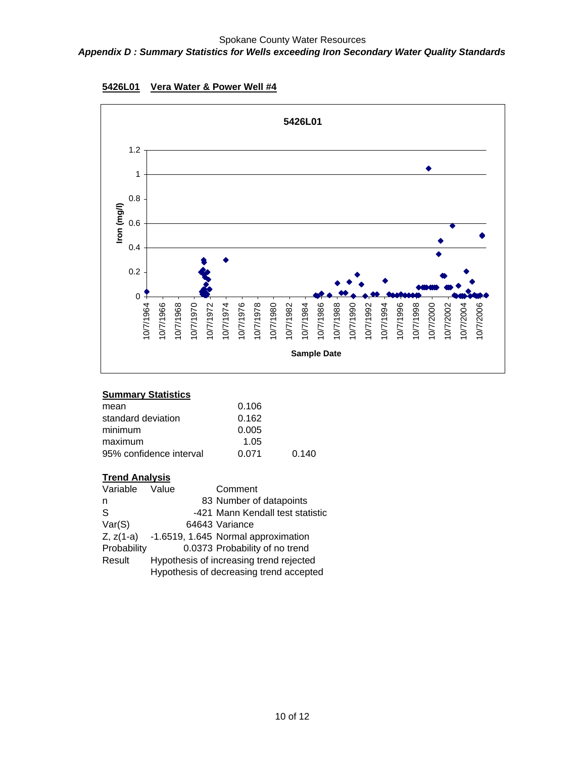Spokane County Water Resources

***Appendix D : Summary Statistics for Wells exceeding Iron Secondary Water Quality Standards***

**5426L01 Vera Water & Power Well #4**

**Summary Statistics**

| | | |
|---|---|---|
| mean | 0.106 | |
| standard deviation | 0.162 | |
| minimum | 0.005 | |
| maximum | 1.05 | |
| 95% confidence interval | 0.071 | 0.140 |

**Trend Analysis**

| Variable | Value | Comment |
|---|---|---|
| n | 83 | Number of datapoints |
| S | -421 | Mann Kendall test statistic |
| Var(S) | 64643 | Variance |
| Z, z(1-a) | -1.6519, 1.645 | Normal approximation |
| Probability | 0.0373 | Probability of no trend |
| Result | Hypothesis of increasing trend rejected | |
| | Hypothesis of decreasing trend accepted | |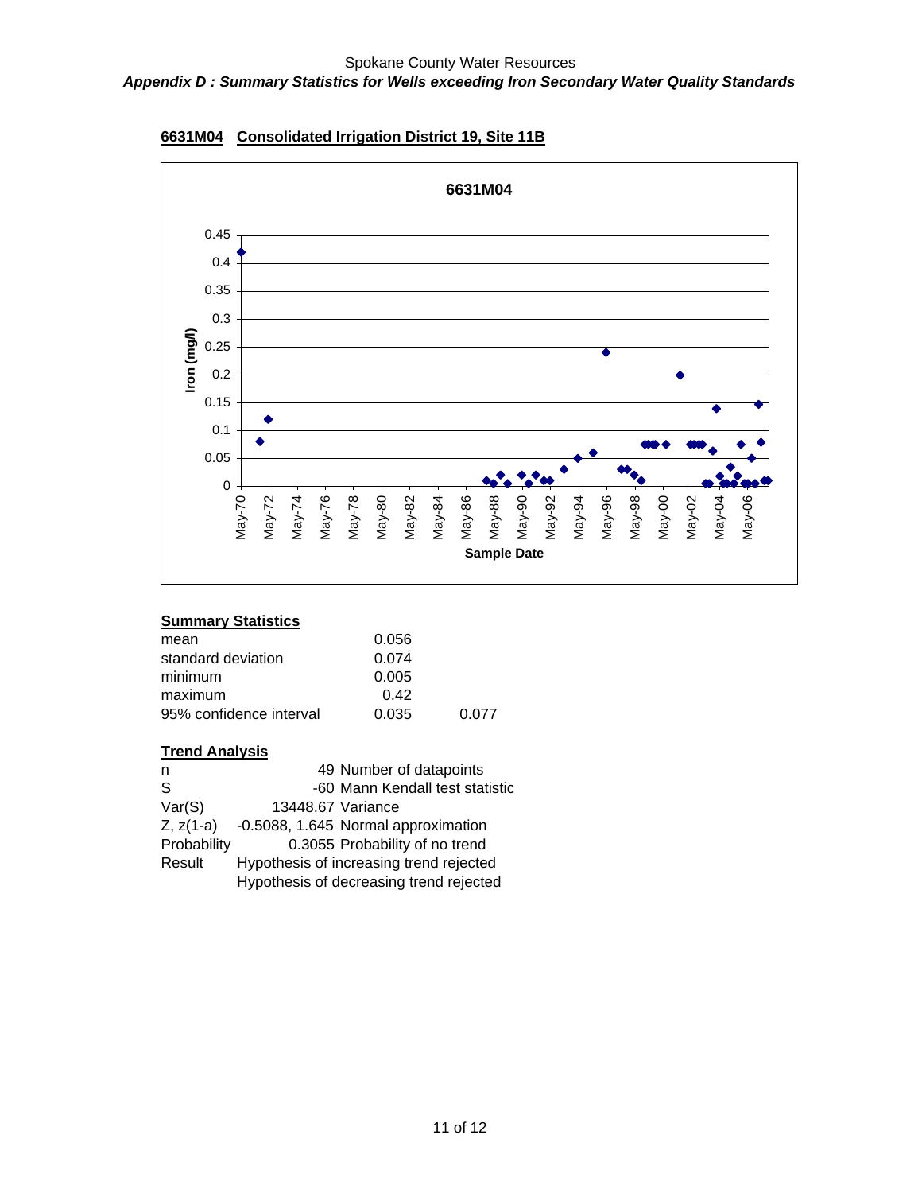Spokane County Water Resources

*Appendix D : Summary Statistics for Wells exceeding Iron Secondary Water Quality Standards*

**6631M04 Consolidated Irrigation District 19, Site 11B**

**Summary Statistics**

| | | |
|---|---|---|
| mean | 0.056 | |
| standard deviation | 0.074 | |
| minimum | 0.005 | |
| maximum | 0.42 | |
| 95% confidence interval | 0.035 | 0.077 |

**Trend Analysis**

| | | |
|---|---|---|
| n | 49 | Number of datapoints |
| S | -60 | Mann Kendall test statistic |
| Var(S) | 13448.67 | Variance |
| Z, z(1-a) | -0.5088, 1.645 | Normal approximation |
| Probability | 0.3055 | Probability of no trend |
| Result | Hypothesis of increasing trend rejected | |
| | Hypothesis of decreasing trend rejected | |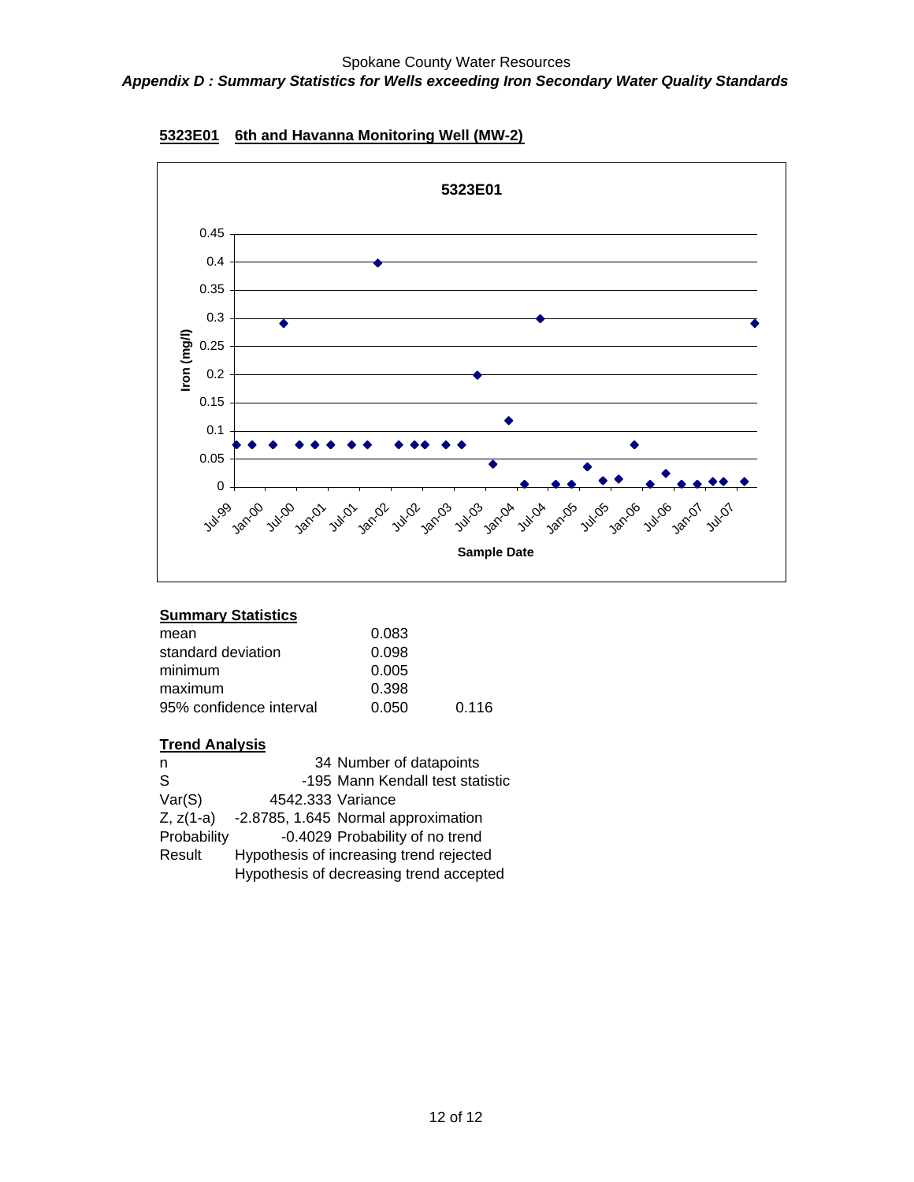Spokane County Water Resources

***Appendix D : Summary Statistics for Wells exceeding Iron Secondary Water Quality Standards***

**5323E01 6th and Havanna Monitoring Well (MW-2)**

5323E01

Iron (mg/l)

0.45
0.4
0.35
0.3
0.25
0.2
0.15
0.1
0.05
0

Jul-99 Jan-00 Jul-00 Jan-01 Jul-01 Jan-02 Jul-02 Jan-03 Jul-03 Jan-04 Jul-04 Jan-05 Jul-05 Jan-06 Jul-06 Jan-07 Jul-07

Sample Date

**Summary Statistics**

| | | |
|---|---|---|
| mean | 0.083 | |
| standard deviation | 0.098 | |
| minimum | 0.005 | |
| maximum | 0.398 | |
| 95% confidence interval | 0.050 | 0.116 |

**Trend Analysis**

| | | |
|---|---|---|
| n | 34 | Number of datapoints |
| S | -195 | Mann Kendall test statistic |
| Var(S) | 4542.333 | Variance |
| Z, z(1-a) | -2.8785, 1.645 | Normal approximation |
| Probability | -0.4029 | Probability of no trend |
| Result | Hypothesis of increasing trend rejected | |
| | Hypothesis of decreasing trend accepted | |